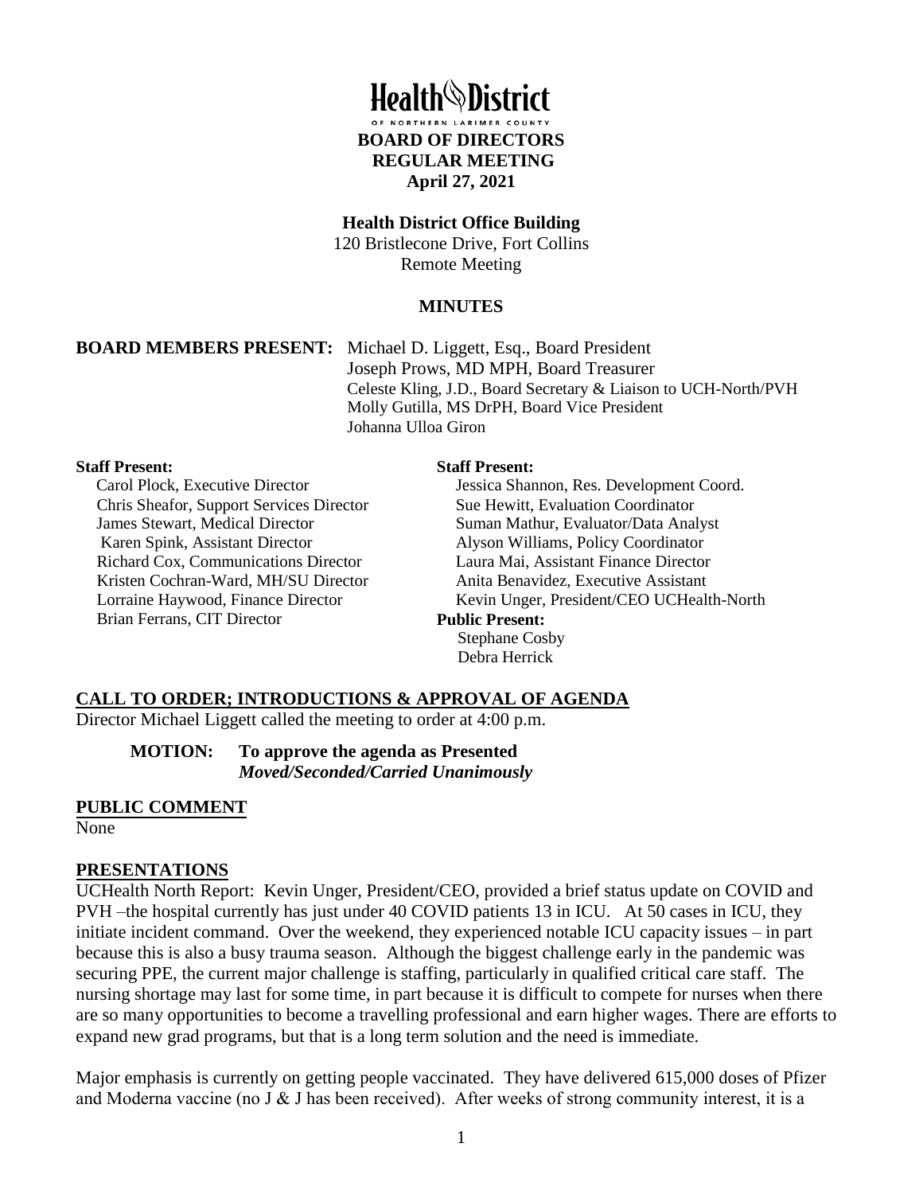# Health District

OF NORTHERN LARIMER COUNTY

## BOARD OF DIRECTORS
## REGULAR MEETING
## April 27, 2021

**Health District Office Building**
120 Bristlecone Drive, Fort Collins
Remote Meeting

**MINUTES**

**BOARD MEMBERS PRESENT:** Michael D. Liggett, Esq., Board President
Joseph Prows, MD MPH, Board Treasurer
Celeste Kling, J.D., Board Secretary & Liaison to UCH-North/PVH
Molly Gutilla, MS DrPH, Board Vice President
Johanna Ulloa Giron

**Staff Present:**
Carol Plock, Executive Director
Chris Sheafor, Support Services Director
James Stewart, Medical Director
Karen Spink, Assistant Director
Richard Cox, Communications Director
Kristen Cochran-Ward, MH/SU Director
Lorraine Haywood, Finance Director
Brian Ferrans, CIT Director

**Staff Present:**
Jessica Shannon, Res. Development Coord.
Sue Hewitt, Evaluation Coordinator
Suman Mathur, Evaluator/Data Analyst
Alyson Williams, Policy Coordinator
Laura Mai, Assistant Finance Director
Anita Benavidez, Executive Assistant
Kevin Unger, President/CEO UCHealth-North

**Public Present:**
Stephane Cosby
Debra Herrick

## CALL TO ORDER; INTRODUCTIONS & APPROVAL OF AGENDA

Director Michael Liggett called the meeting to order at 4:00 p.m.

> **MOTION: To approve the agenda as Presented**
> ***Moved/Seconded/Carried Unanimously***

## PUBLIC COMMENT

None

## PRESENTATIONS

UCHealth North Report: Kevin Unger, President/CEO, provided a brief status update on COVID and PVH –the hospital currently has just under 40 COVID patients 13 in ICU. At 50 cases in ICU, they initiate incident command. Over the weekend, they experienced notable ICU capacity issues – in part because this is also a busy trauma season. Although the biggest challenge early in the pandemic was securing PPE, the current major challenge is staffing, particularly in qualified critical care staff. The nursing shortage may last for some time, in part because it is difficult to compete for nurses when there are so many opportunities to become a travelling professional and earn higher wages. There are efforts to expand new grad programs, but that is a long term solution and the need is immediate.

Major emphasis is currently on getting people vaccinated. They have delivered 615,000 doses of Pfizer and Moderna vaccine (no J & J has been received). After weeks of strong community interest, it is a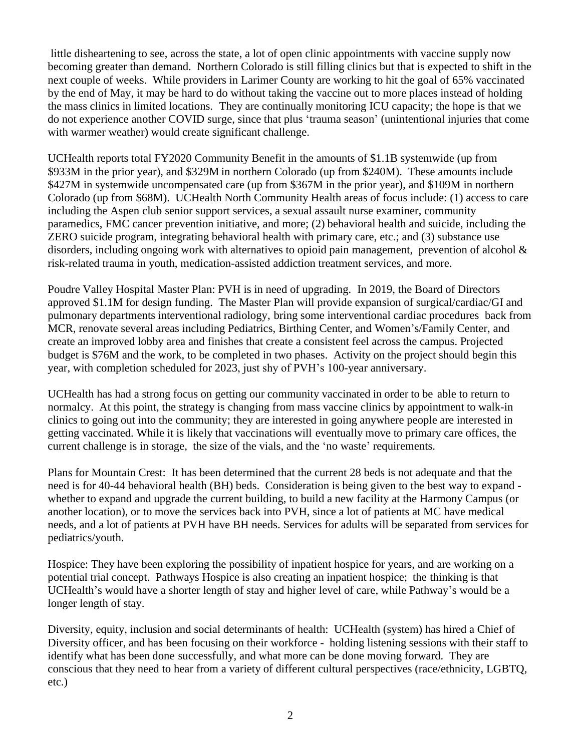little disheartening to see, across the state, a lot of open clinic appointments with vaccine supply now becoming greater than demand. Northern Colorado is still filling clinics but that is expected to shift in the next couple of weeks. While providers in Larimer County are working to hit the goal of 65% vaccinated by the end of May, it may be hard to do without taking the vaccine out to more places instead of holding the mass clinics in limited locations. They are continually monitoring ICU capacity; the hope is that we do not experience another COVID surge, since that plus 'trauma season' (unintentional injuries that come with warmer weather) would create significant challenge.

UCHealth reports total FY2020 Community Benefit in the amounts of $1.1B systemwide (up from $933M in the prior year), and $329M in northern Colorado (up from $240M). These amounts include $427M in systemwide uncompensated care (up from $367M in the prior year), and $109M in northern Colorado (up from $68M). UCHealth North Community Health areas of focus include: (1) access to care including the Aspen club senior support services, a sexual assault nurse examiner, community paramedics, FMC cancer prevention initiative, and more; (2) behavioral health and suicide, including the ZERO suicide program, integrating behavioral health with primary care, etc.; and (3) substance use disorders, including ongoing work with alternatives to opioid pain management, prevention of alcohol & risk-related trauma in youth, medication-assisted addiction treatment services, and more.

Poudre Valley Hospital Master Plan: PVH is in need of upgrading. In 2019, the Board of Directors approved $1.1M for design funding. The Master Plan will provide expansion of surgical/cardiac/GI and pulmonary departments interventional radiology, bring some interventional cardiac procedures back from MCR, renovate several areas including Pediatrics, Birthing Center, and Women's/Family Center, and create an improved lobby area and finishes that create a consistent feel across the campus. Projected budget is $76M and the work, to be completed in two phases. Activity on the project should begin this year, with completion scheduled for 2023, just shy of PVH's 100-year anniversary.

UCHealth has had a strong focus on getting our community vaccinated in order to be able to return to normalcy. At this point, the strategy is changing from mass vaccine clinics by appointment to walk-in clinics to going out into the community; they are interested in going anywhere people are interested in getting vaccinated. While it is likely that vaccinations will eventually move to primary care offices, the current challenge is in storage, the size of the vials, and the 'no waste' requirements.

Plans for Mountain Crest: It has been determined that the current 28 beds is not adequate and that the need is for 40-44 behavioral health (BH) beds. Consideration is being given to the best way to expand - whether to expand and upgrade the current building, to build a new facility at the Harmony Campus (or another location), or to move the services back into PVH, since a lot of patients at MC have medical needs, and a lot of patients at PVH have BH needs. Services for adults will be separated from services for pediatrics/youth.

Hospice: They have been exploring the possibility of inpatient hospice for years, and are working on a potential trial concept. Pathways Hospice is also creating an inpatient hospice; the thinking is that UCHealth's would have a shorter length of stay and higher level of care, while Pathway's would be a longer length of stay.

Diversity, equity, inclusion and social determinants of health: UCHealth (system) has hired a Chief of Diversity officer, and has been focusing on their workforce - holding listening sessions with their staff to identify what has been done successfully, and what more can be done moving forward. They are conscious that they need to hear from a variety of different cultural perspectives (race/ethnicity, LGBTQ, etc.)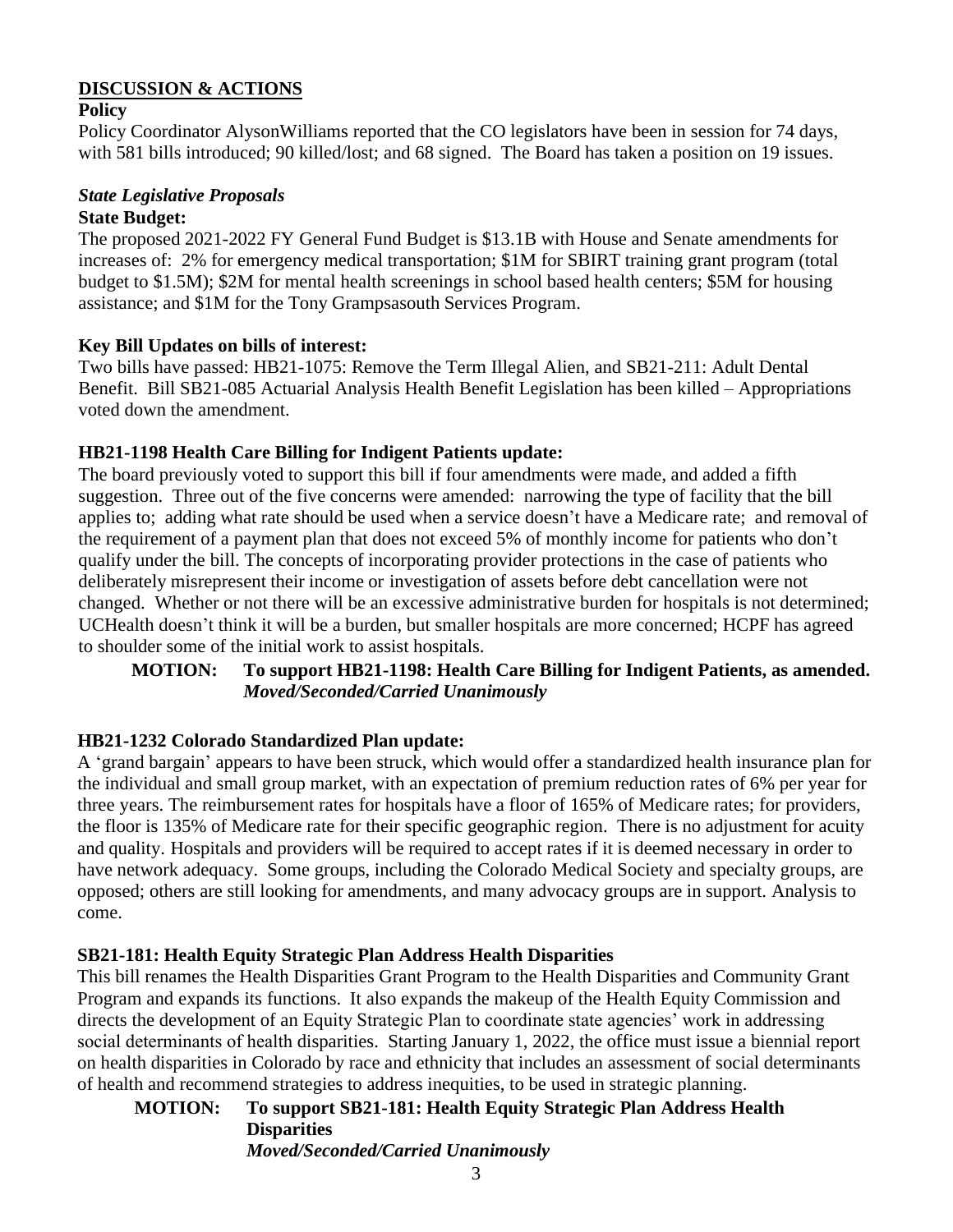## DISCUSSION & ACTIONS

**Policy**

Policy Coordinator AlysonWilliams reported that the CO legislators have been in session for 74 days, with 581 bills introduced; 90 killed/lost; and 68 signed. The Board has taken a position on 19 issues.

***State Legislative Proposals***

**State Budget:**

The proposed 2021-2022 FY General Fund Budget is $13.1B with House and Senate amendments for increases of: 2% for emergency medical transportation; $1M for SBIRT training grant program (total budget to $1.5M); $2M for mental health screenings in school based health centers; $5M for housing assistance; and $1M for the Tony Grampsasouth Services Program.

**Key Bill Updates on bills of interest:**

Two bills have passed: HB21-1075: Remove the Term Illegal Alien, and SB21-211: Adult Dental Benefit. Bill SB21-085 Actuarial Analysis Health Benefit Legislation has been killed – Appropriations voted down the amendment.

**HB21-1198 Health Care Billing for Indigent Patients update:**

The board previously voted to support this bill if four amendments were made, and added a fifth suggestion. Three out of the five concerns were amended: narrowing the type of facility that the bill applies to; adding what rate should be used when a service doesn't have a Medicare rate; and removal of the requirement of a payment plan that does not exceed 5% of monthly income for patients who don't qualify under the bill. The concepts of incorporating provider protections in the case of patients who deliberately misrepresent their income or investigation of assets before debt cancellation were not changed. Whether or not there will be an excessive administrative burden for hospitals is not determined; UCHealth doesn't think it will be a burden, but smaller hospitals are more concerned; HCPF has agreed to shoulder some of the initial work to assist hospitals.

**MOTION: To support HB21-1198: Health Care Billing for Indigent Patients, as amended.**
***Moved/Seconded/Carried Unanimously***

**HB21-1232 Colorado Standardized Plan update:**

A 'grand bargain' appears to have been struck, which would offer a standardized health insurance plan for the individual and small group market, with an expectation of premium reduction rates of 6% per year for three years. The reimbursement rates for hospitals have a floor of 165% of Medicare rates; for providers, the floor is 135% of Medicare rate for their specific geographic region. There is no adjustment for acuity and quality. Hospitals and providers will be required to accept rates if it is deemed necessary in order to have network adequacy. Some groups, including the Colorado Medical Society and specialty groups, are opposed; others are still looking for amendments, and many advocacy groups are in support. Analysis to come.

**SB21-181: Health Equity Strategic Plan Address Health Disparities**

This bill renames the Health Disparities Grant Program to the Health Disparities and Community Grant Program and expands its functions. It also expands the makeup of the Health Equity Commission and directs the development of an Equity Strategic Plan to coordinate state agencies' work in addressing social determinants of health disparities. Starting January 1, 2022, the office must issue a biennial report on health disparities in Colorado by race and ethnicity that includes an assessment of social determinants of health and recommend strategies to address inequities, to be used in strategic planning.

**MOTION: To support SB21-181: Health Equity Strategic Plan Address Health Disparities**
***Moved/Seconded/Carried Unanimously***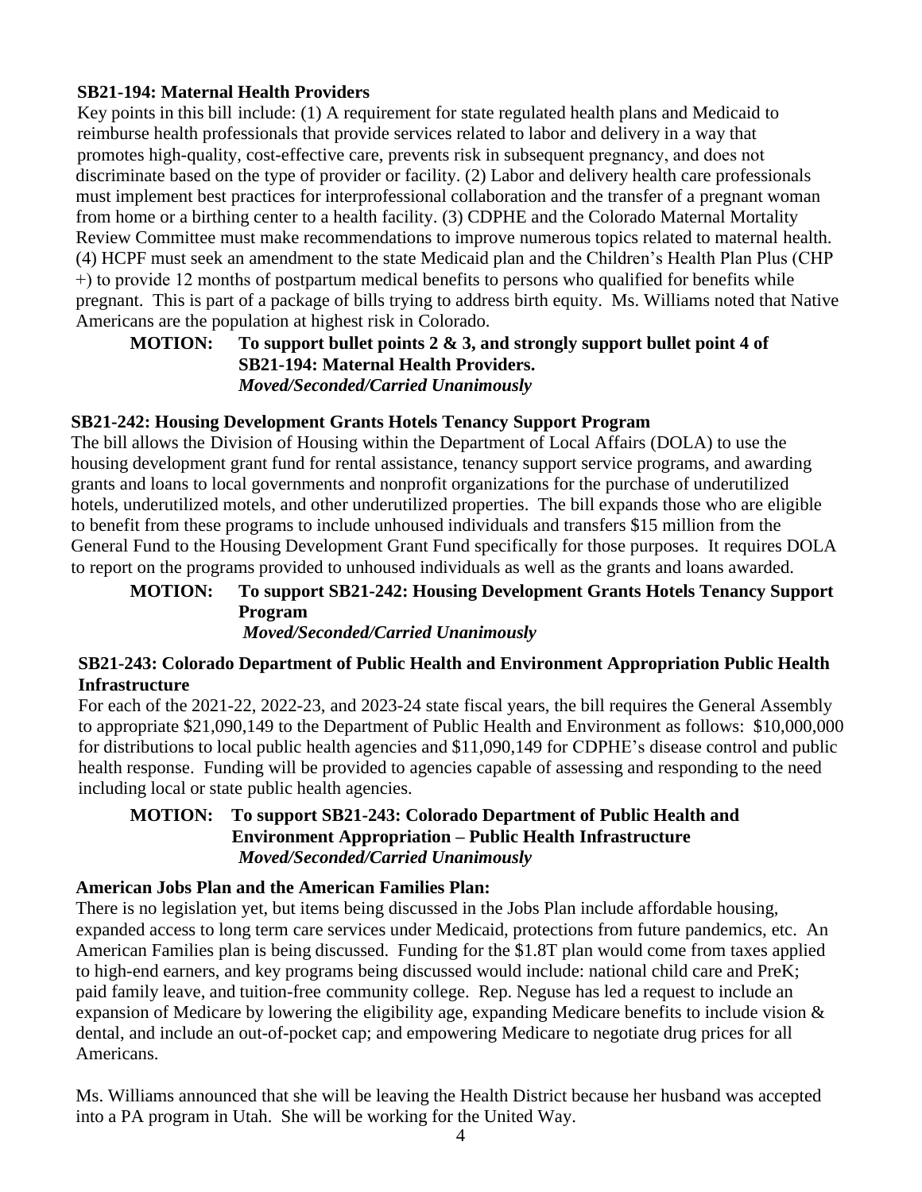**SB21-194: Maternal Health Providers**

Key points in this bill include: (1) A requirement for state regulated health plans and Medicaid to reimburse health professionals that provide services related to labor and delivery in a way that promotes high-quality, cost-effective care, prevents risk in subsequent pregnancy, and does not discriminate based on the type of provider or facility. (2) Labor and delivery health care professionals must implement best practices for interprofessional collaboration and the transfer of a pregnant woman from home or a birthing center to a health facility. (3) CDPHE and the Colorado Maternal Mortality Review Committee must make recommendations to improve numerous topics related to maternal health. (4) HCPF must seek an amendment to the state Medicaid plan and the Children's Health Plan Plus (CHP +) to provide 12 months of postpartum medical benefits to persons who qualified for benefits while pregnant. This is part of a package of bills trying to address birth equity. Ms. Williams noted that Native Americans are the population at highest risk in Colorado.

**MOTION: To support bullet points 2 & 3, and strongly support bullet point 4 of SB21-194: Maternal Health Providers.**
***Moved/Seconded/Carried Unanimously***

**SB21-242: Housing Development Grants Hotels Tenancy Support Program**

The bill allows the Division of Housing within the Department of Local Affairs (DOLA) to use the housing development grant fund for rental assistance, tenancy support service programs, and awarding grants and loans to local governments and nonprofit organizations for the purchase of underutilized hotels, underutilized motels, and other underutilized properties. The bill expands those who are eligible to benefit from these programs to include unhoused individuals and transfers $15 million from the General Fund to the Housing Development Grant Fund specifically for those purposes. It requires DOLA to report on the programs provided to unhoused individuals as well as the grants and loans awarded.

**MOTION: To support SB21-242: Housing Development Grants Hotels Tenancy Support Program**
***Moved/Seconded/Carried Unanimously***

**SB21-243: Colorado Department of Public Health and Environment Appropriation Public Health Infrastructure**

For each of the 2021-22, 2022-23, and 2023-24 state fiscal years, the bill requires the General Assembly to appropriate $21,090,149 to the Department of Public Health and Environment as follows: $10,000,000 for distributions to local public health agencies and $11,090,149 for CDPHE's disease control and public health response. Funding will be provided to agencies capable of assessing and responding to the need including local or state public health agencies.

**MOTION: To support SB21-243: Colorado Department of Public Health and Environment Appropriation – Public Health Infrastructure**
***Moved/Seconded/Carried Unanimously***

**American Jobs Plan and the American Families Plan:**

There is no legislation yet, but items being discussed in the Jobs Plan include affordable housing, expanded access to long term care services under Medicaid, protections from future pandemics, etc. An American Families plan is being discussed. Funding for the $1.8T plan would come from taxes applied to high-end earners, and key programs being discussed would include: national child care and PreK; paid family leave, and tuition-free community college. Rep. Neguse has led a request to include an expansion of Medicare by lowering the eligibility age, expanding Medicare benefits to include vision & dental, and include an out-of-pocket cap; and empowering Medicare to negotiate drug prices for all Americans.

Ms. Williams announced that she will be leaving the Health District because her husband was accepted into a PA program in Utah. She will be working for the United Way.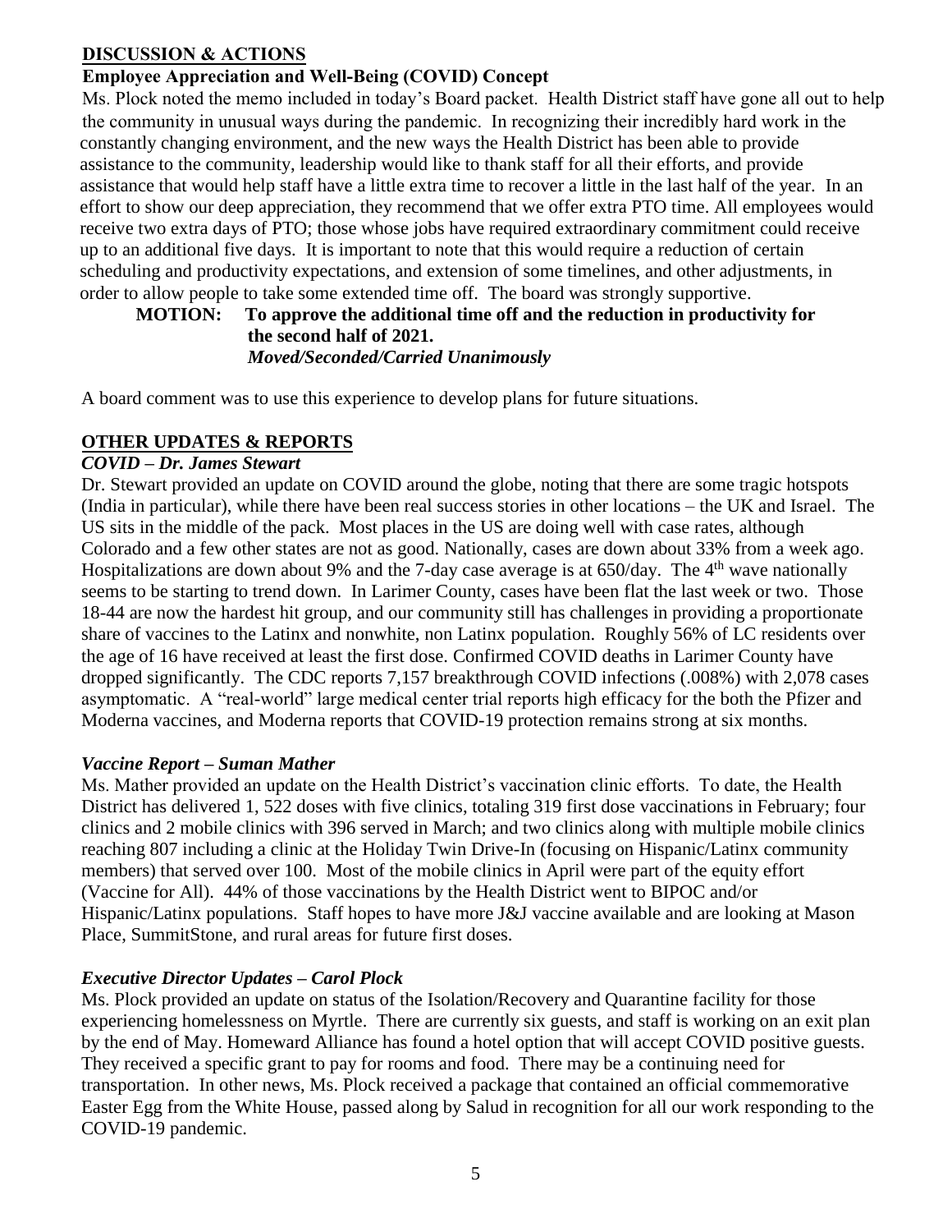## DISCUSSION & ACTIONS

**Employee Appreciation and Well-Being (COVID) Concept**

Ms. Plock noted the memo included in today's Board packet. Health District staff have gone all out to help the community in unusual ways during the pandemic. In recognizing their incredibly hard work in the constantly changing environment, and the new ways the Health District has been able to provide assistance to the community, leadership would like to thank staff for all their efforts, and provide assistance that would help staff have a little extra time to recover a little in the last half of the year. In an effort to show our deep appreciation, they recommend that we offer extra PTO time. All employees would receive two extra days of PTO; those whose jobs have required extraordinary commitment could receive up to an additional five days. It is important to note that this would require a reduction of certain scheduling and productivity expectations, and extension of some timelines, and other adjustments, in order to allow people to take some extended time off. The board was strongly supportive.

**MOTION: To approve the additional time off and the reduction in productivity for the second half of 2021.**
***Moved/Seconded/Carried Unanimously***

A board comment was to use this experience to develop plans for future situations.

## OTHER UPDATES & REPORTS

***COVID – Dr. James Stewart***

Dr. Stewart provided an update on COVID around the globe, noting that there are some tragic hotspots (India in particular), while there have been real success stories in other locations – the UK and Israel. The US sits in the middle of the pack. Most places in the US are doing well with case rates, although Colorado and a few other states are not as good. Nationally, cases are down about 33% from a week ago. Hospitalizations are down about 9% and the 7-day case average is at 650/day. The 4th wave nationally seems to be starting to trend down. In Larimer County, cases have been flat the last week or two. Those 18-44 are now the hardest hit group, and our community still has challenges in providing a proportionate share of vaccines to the Latinx and nonwhite, non Latinx population. Roughly 56% of LC residents over the age of 16 have received at least the first dose. Confirmed COVID deaths in Larimer County have dropped significantly. The CDC reports 7,157 breakthrough COVID infections (.008%) with 2,078 cases asymptomatic. A "real-world" large medical center trial reports high efficacy for the both the Pfizer and Moderna vaccines, and Moderna reports that COVID-19 protection remains strong at six months.

***Vaccine Report – Suman Mather***

Ms. Mather provided an update on the Health District's vaccination clinic efforts. To date, the Health District has delivered 1, 522 doses with five clinics, totaling 319 first dose vaccinations in February; four clinics and 2 mobile clinics with 396 served in March; and two clinics along with multiple mobile clinics reaching 807 including a clinic at the Holiday Twin Drive-In (focusing on Hispanic/Latinx community members) that served over 100. Most of the mobile clinics in April were part of the equity effort (Vaccine for All). 44% of those vaccinations by the Health District went to BIPOC and/or Hispanic/Latinx populations. Staff hopes to have more J&J vaccine available and are looking at Mason Place, SummitStone, and rural areas for future first doses.

***Executive Director Updates – Carol Plock***

Ms. Plock provided an update on status of the Isolation/Recovery and Quarantine facility for those experiencing homelessness on Myrtle. There are currently six guests, and staff is working on an exit plan by the end of May. Homeward Alliance has found a hotel option that will accept COVID positive guests. They received a specific grant to pay for rooms and food. There may be a continuing need for transportation. In other news, Ms. Plock received a package that contained an official commemorative Easter Egg from the White House, passed along by Salud in recognition for all our work responding to the COVID-19 pandemic.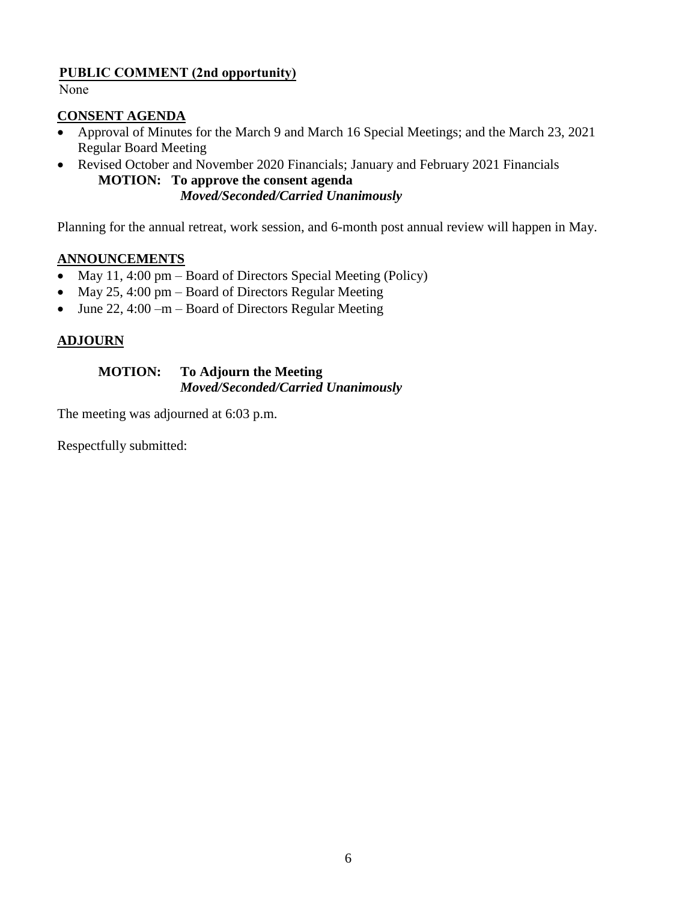**PUBLIC COMMENT (2nd opportunity)**

None

**CONSENT AGENDA**

- Approval of Minutes for the March 9 and March 16 Special Meetings; and the March 23, 2021 Regular Board Meeting
- Revised October and November 2020 Financials; January and February 2021 Financials

**MOTION: To approve the consent agenda**
***Moved/Seconded/Carried Unanimously***

Planning for the annual retreat, work session, and 6-month post annual review will happen in May.

**ANNOUNCEMENTS**

- May 11, 4:00 pm – Board of Directors Special Meeting (Policy)
- May 25, 4:00 pm – Board of Directors Regular Meeting
- June 22, 4:00 –m – Board of Directors Regular Meeting

**ADJOURN**

**MOTION: To Adjourn the Meeting**
***Moved/Seconded/Carried Unanimously***

The meeting was adjourned at 6:03 p.m.

Respectfully submitted: